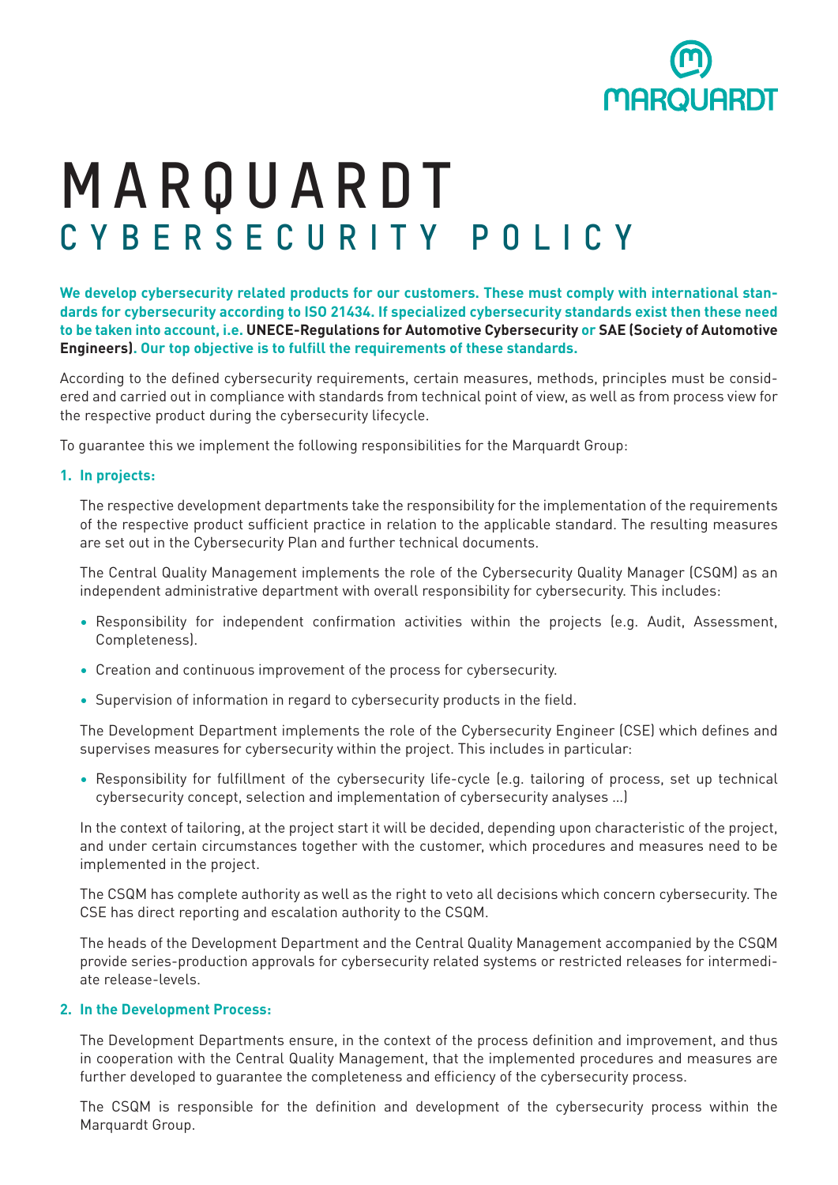# MARQUARDT
## CYBERSECURITY POLICY

**We develop cybersecurity related products for our customers. These must comply with international standards for cybersecurity according to ISO 21434. If specialized cybersecurity standards exist then these need to be taken into account, i.e. UNECE-Regulations for Automotive Cybersecurity or SAE (Society of Automotive Engineers). Our top objective is to fulfill the requirements of these standards.**

According to the defined cybersecurity requirements, certain measures, methods, principles must be considered and carried out in compliance with standards from technical point of view, as well as from process view for the respective product during the cybersecurity lifecycle.

To guarantee this we implement the following responsibilities for the Marquardt Group:

**1. In projects:**

The respective development departments take the responsibility for the implementation of the requirements of the respective product sufficient practice in relation to the applicable standard. The resulting measures are set out in the Cybersecurity Plan and further technical documents.

The Central Quality Management implements the role of the Cybersecurity Quality Manager (CSQM) as an independent administrative department with overall responsibility for cybersecurity. This includes:

- Responsibility for independent confirmation activities within the projects (e.g. Audit, Assessment, Completeness).
- Creation and continuous improvement of the process for cybersecurity.
- Supervision of information in regard to cybersecurity products in the field.

The Development Department implements the role of the Cybersecurity Engineer (CSE) which defines and supervises measures for cybersecurity within the project. This includes in particular:

- Responsibility for fulfillment of the cybersecurity life-cycle (e.g. tailoring of process, set up technical cybersecurity concept, selection and implementation of cybersecurity analyses …)

In the context of tailoring, at the project start it will be decided, depending upon characteristic of the project, and under certain circumstances together with the customer, which procedures and measures need to be implemented in the project.

The CSQM has complete authority as well as the right to veto all decisions which concern cybersecurity. The CSE has direct reporting and escalation authority to the CSQM.

The heads of the Development Department and the Central Quality Management accompanied by the CSQM provide series-production approvals for cybersecurity related systems or restricted releases for intermediate release-levels.

**2. In the Development Process:**

The Development Departments ensure, in the context of the process definition and improvement, and thus in cooperation with the Central Quality Management, that the implemented procedures and measures are further developed to guarantee the completeness and efficiency of the cybersecurity process.

The CSQM is responsible for the definition and development of the cybersecurity process within the Marquardt Group.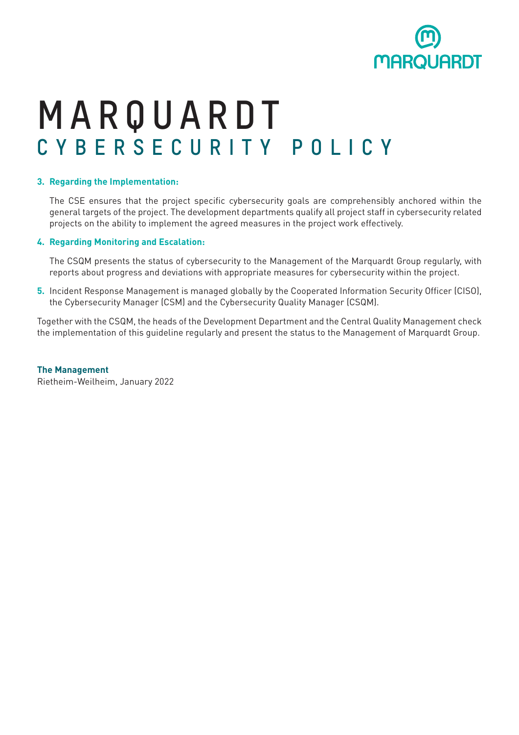# MARQUARDT
## CYBERSECURITY POLICY

3. **Regarding the Implementation:**

   The CSE ensures that the project specific cybersecurity goals are comprehensibly anchored within the general targets of the project. The development departments qualify all project staff in cybersecurity related projects on the ability to implement the agreed measures in the project work effectively.

4. **Regarding Monitoring and Escalation:**

   The CSQM presents the status of cybersecurity to the Management of the Marquardt Group regularly, with reports about progress and deviations with appropriate measures for cybersecurity within the project.

5. Incident Response Management is managed globally by the Cooperated Information Security Officer (CISO), the Cybersecurity Manager (CSM) and the Cybersecurity Quality Manager (CSQM).

Together with the CSQM, the heads of the Development Department and the Central Quality Management check the implementation of this guideline regularly and present the status to the Management of Marquardt Group.

**The Management**
Rietheim-Weilheim, January 2022